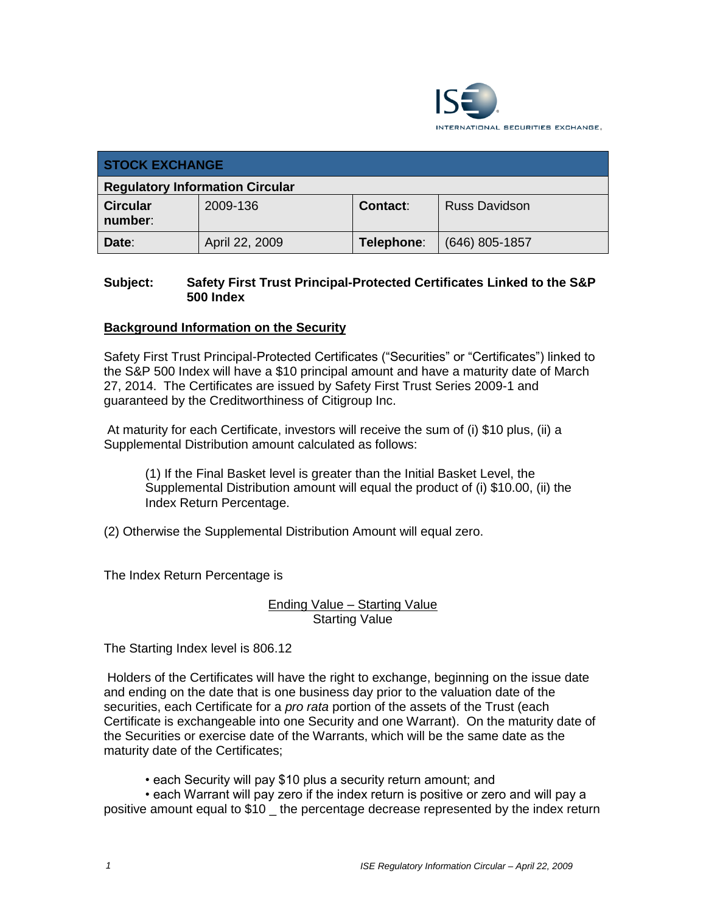| STOCK EXCHANGE | | | |
|---|---|---|---|
| **Regulatory Information Circular** | | | |
| **Circular number**: | 2009-136 | **Contact**: | Russ Davidson |
| **Date**: | April 22, 2009 | **Telephone**: | (646) 805-1857 |

**Subject:** **Safety First Trust Principal-Protected Certificates Linked to the S&P 500 Index**

## Background Information on the Security

Safety First Trust Principal-Protected Certificates ("Securities" or "Certificates") linked to the S&P 500 Index will have a $10 principal amount and have a maturity date of March 27, 2014. The Certificates are issued by Safety First Trust Series 2009-1 and guaranteed by the Creditworthiness of Citigroup Inc.

At maturity for each Certificate, investors will receive the sum of (i) $10 plus, (ii) a Supplemental Distribution amount calculated as follows:

> (1) If the Final Basket level is greater than the Initial Basket Level, the Supplemental Distribution amount will equal the product of (i) $10.00, (ii) the Index Return Percentage.

(2) Otherwise the Supplemental Distribution Amount will equal zero.

The Index Return Percentage is

$$\frac{\text{Ending Value} - \text{Starting Value}}{\text{Starting Value}}$$

The Starting Index level is 806.12

Holders of the Certificates will have the right to exchange, beginning on the issue date and ending on the date that is one business day prior to the valuation date of the securities, each Certificate for a *pro rata* portion of the assets of the Trust (each Certificate is exchangeable into one Security and one Warrant). On the maturity date of the Securities or exercise date of the Warrants, which will be the same date as the maturity date of the Certificates;

- each Security will pay $10 plus a security return amount; and
- each Warrant will pay zero if the index return is positive or zero and will pay a positive amount equal to $10 _ the percentage decrease represented by the index return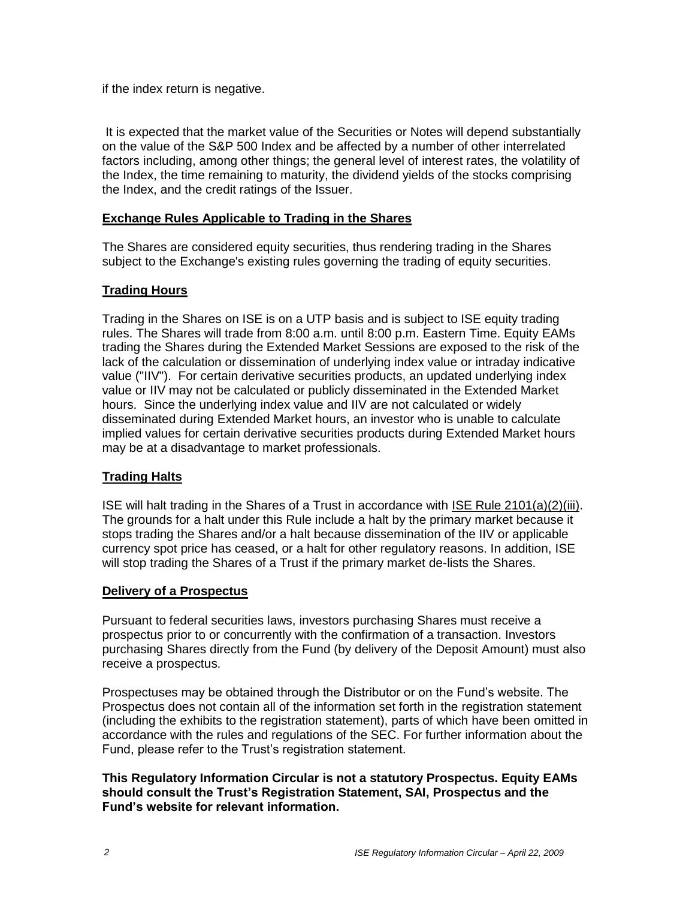if the index return is negative.

It is expected that the market value of the Securities or Notes will depend substantially on the value of the S&P 500 Index and be affected by a number of other interrelated factors including, among other things; the general level of interest rates, the volatility of the Index, the time remaining to maturity, the dividend yields of the stocks comprising the Index, and the credit ratings of the Issuer.

**Exchange Rules Applicable to Trading in the Shares**

The Shares are considered equity securities, thus rendering trading in the Shares subject to the Exchange's existing rules governing the trading of equity securities.

**Trading Hours**

Trading in the Shares on ISE is on a UTP basis and is subject to ISE equity trading rules. The Shares will trade from 8:00 a.m. until 8:00 p.m. Eastern Time. Equity EAMs trading the Shares during the Extended Market Sessions are exposed to the risk of the lack of the calculation or dissemination of underlying index value or intraday indicative value ("IIV"). For certain derivative securities products, an updated underlying index value or IIV may not be calculated or publicly disseminated in the Extended Market hours. Since the underlying index value and IIV are not calculated or widely disseminated during Extended Market hours, an investor who is unable to calculate implied values for certain derivative securities products during Extended Market hours may be at a disadvantage to market professionals.

**Trading Halts**

ISE will halt trading in the Shares of a Trust in accordance with ISE Rule 2101(a)(2)(iii). The grounds for a halt under this Rule include a halt by the primary market because it stops trading the Shares and/or a halt because dissemination of the IIV or applicable currency spot price has ceased, or a halt for other regulatory reasons. In addition, ISE will stop trading the Shares of a Trust if the primary market de-lists the Shares.

**Delivery of a Prospectus**

Pursuant to federal securities laws, investors purchasing Shares must receive a prospectus prior to or concurrently with the confirmation of a transaction. Investors purchasing Shares directly from the Fund (by delivery of the Deposit Amount) must also receive a prospectus.

Prospectuses may be obtained through the Distributor or on the Fund's website. The Prospectus does not contain all of the information set forth in the registration statement (including the exhibits to the registration statement), parts of which have been omitted in accordance with the rules and regulations of the SEC. For further information about the Fund, please refer to the Trust's registration statement.

**This Regulatory Information Circular is not a statutory Prospectus. Equity EAMs should consult the Trust's Registration Statement, SAI, Prospectus and the Fund's website for relevant information.**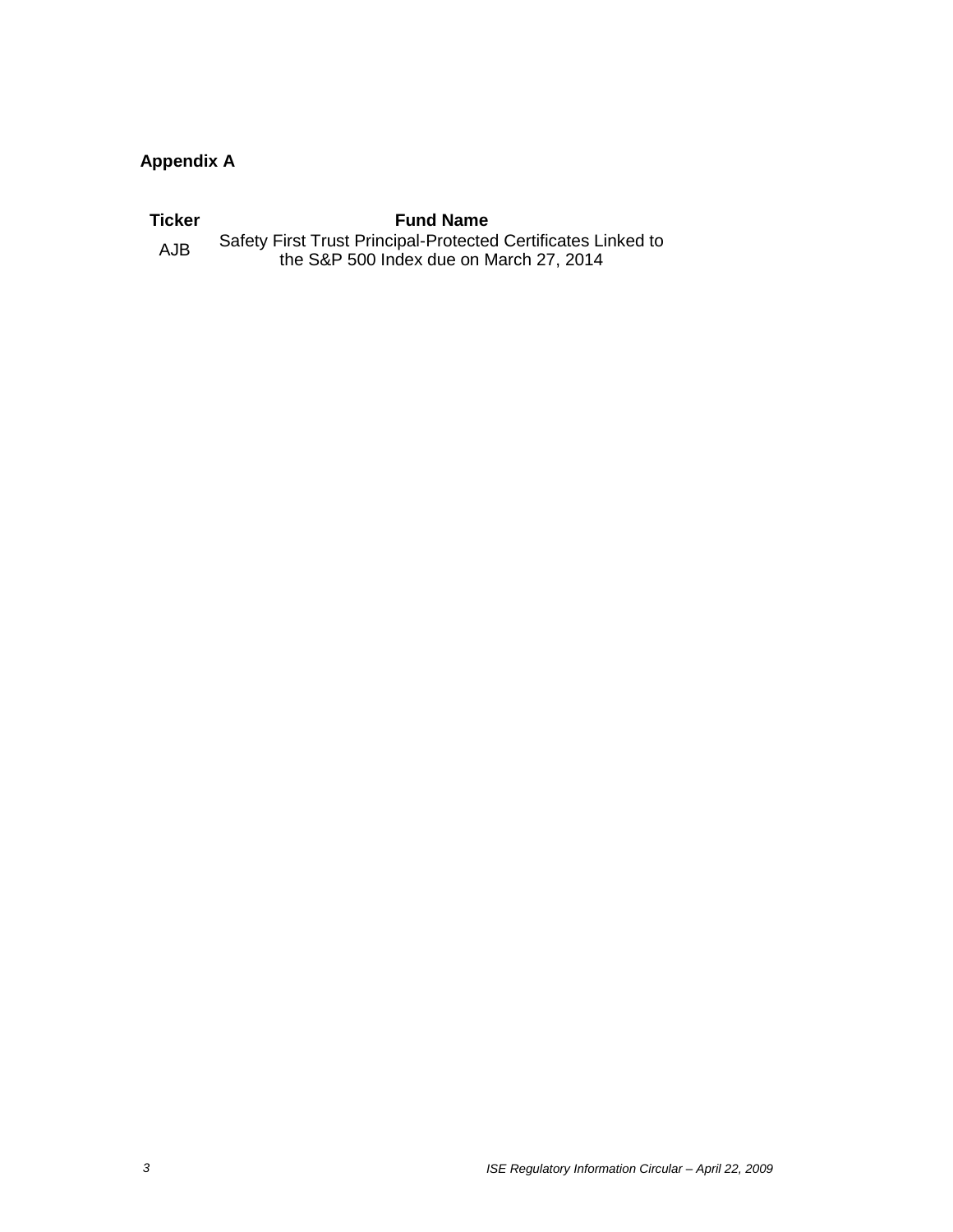**Appendix A**

| Ticker | Fund Name |
| --- | --- |
| AJB | Safety First Trust Principal-Protected Certificates Linked to the S&P 500 Index due on March 27, 2014 |